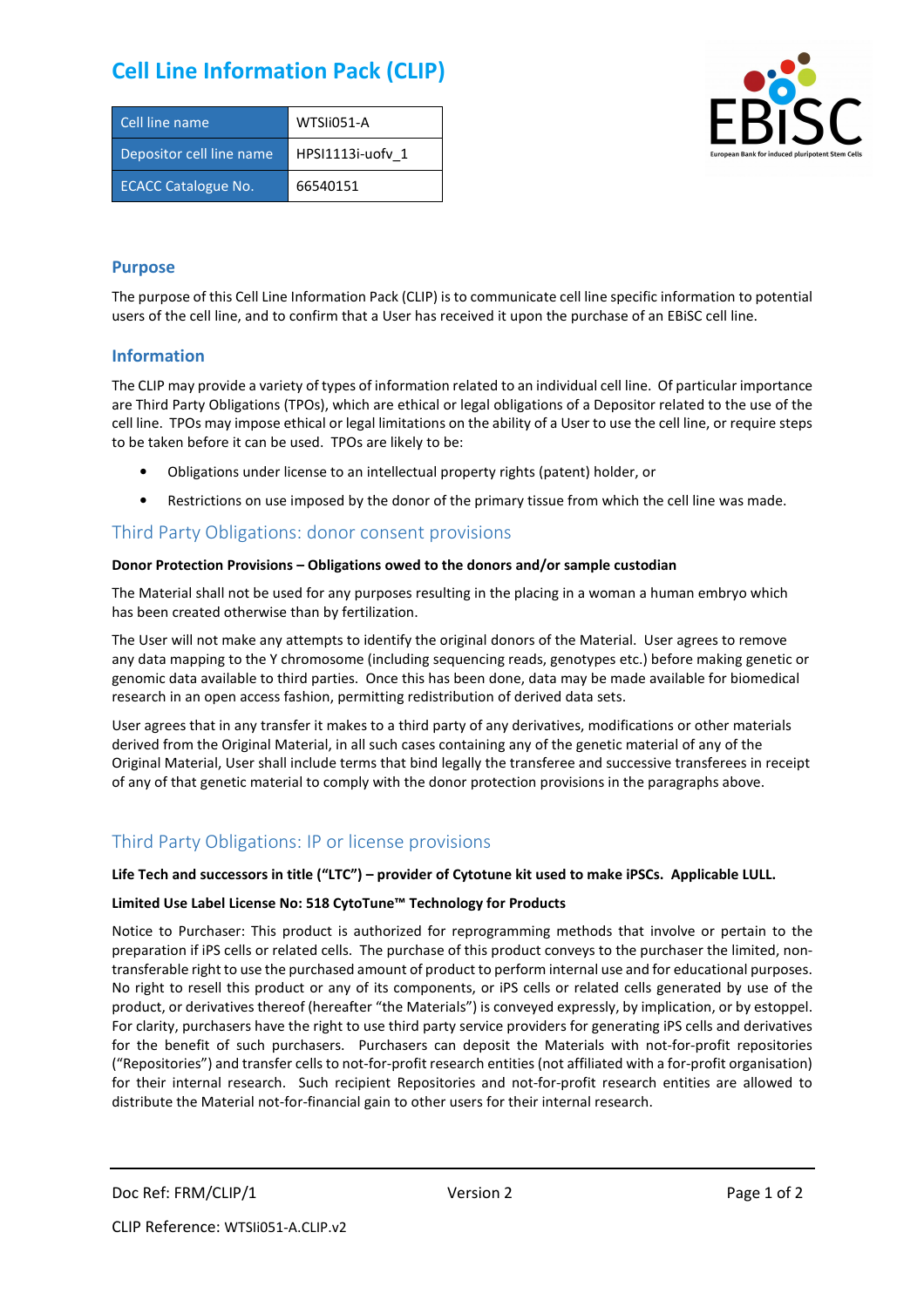# Cell Line Information Pack (CLIP)

| Cell line name | WTSIi051-A |
|---|---|
| Depositor cell line name | HPSI1113i-uofv_1 |
| ECACC Catalogue No. | 66540151 |

## Purpose

The purpose of this Cell Line Information Pack (CLIP) is to communicate cell line specific information to potential users of the cell line, and to confirm that a User has received it upon the purchase of an EBiSC cell line.

## Information

The CLIP may provide a variety of types of information related to an individual cell line. Of particular importance are Third Party Obligations (TPOs), which are ethical or legal obligations of a Depositor related to the use of the cell line. TPOs may impose ethical or legal limitations on the ability of a User to use the cell line, or require steps to be taken before it can be used. TPOs are likely to be:

- Obligations under license to an intellectual property rights (patent) holder, or
- Restrictions on use imposed by the donor of the primary tissue from which the cell line was made.

## Third Party Obligations: donor consent provisions

**Donor Protection Provisions – Obligations owed to the donors and/or sample custodian**

The Material shall not be used for any purposes resulting in the placing in a woman a human embryo which has been created otherwise than by fertilization.

The User will not make any attempts to identify the original donors of the Material. User agrees to remove any data mapping to the Y chromosome (including sequencing reads, genotypes etc.) before making genetic or genomic data available to third parties. Once this has been done, data may be made available for biomedical research in an open access fashion, permitting redistribution of derived data sets.

User agrees that in any transfer it makes to a third party of any derivatives, modifications or other materials derived from the Original Material, in all such cases containing any of the genetic material of any of the Original Material, User shall include terms that bind legally the transferee and successive transferees in receipt of any of that genetic material to comply with the donor protection provisions in the paragraphs above.

## Third Party Obligations: IP or license provisions

**Life Tech and successors in title ("LTC") – provider of Cytotune kit used to make iPSCs. Applicable LULL.**

**Limited Use Label License No: 518 CytoTune™ Technology for Products**

Notice to Purchaser: This product is authorized for reprogramming methods that involve or pertain to the preparation if iPS cells or related cells. The purchase of this product conveys to the purchaser the limited, non-transferable right to use the purchased amount of product to perform internal use and for educational purposes. No right to resell this product or any of its components, or iPS cells or related cells generated by use of the product, or derivatives thereof (hereafter "the Materials") is conveyed expressly, by implication, or by estoppel. For clarity, purchasers have the right to use third party service providers for generating iPS cells and derivatives for the benefit of such purchasers. Purchasers can deposit the Materials with not-for-profit repositories ("Repositories") and transfer cells to not-for-profit research entities (not affiliated with a for-profit organisation) for their internal research. Such recipient Repositories and not-for-profit research entities are allowed to distribute the Material not-for-financial gain to other users for their internal research.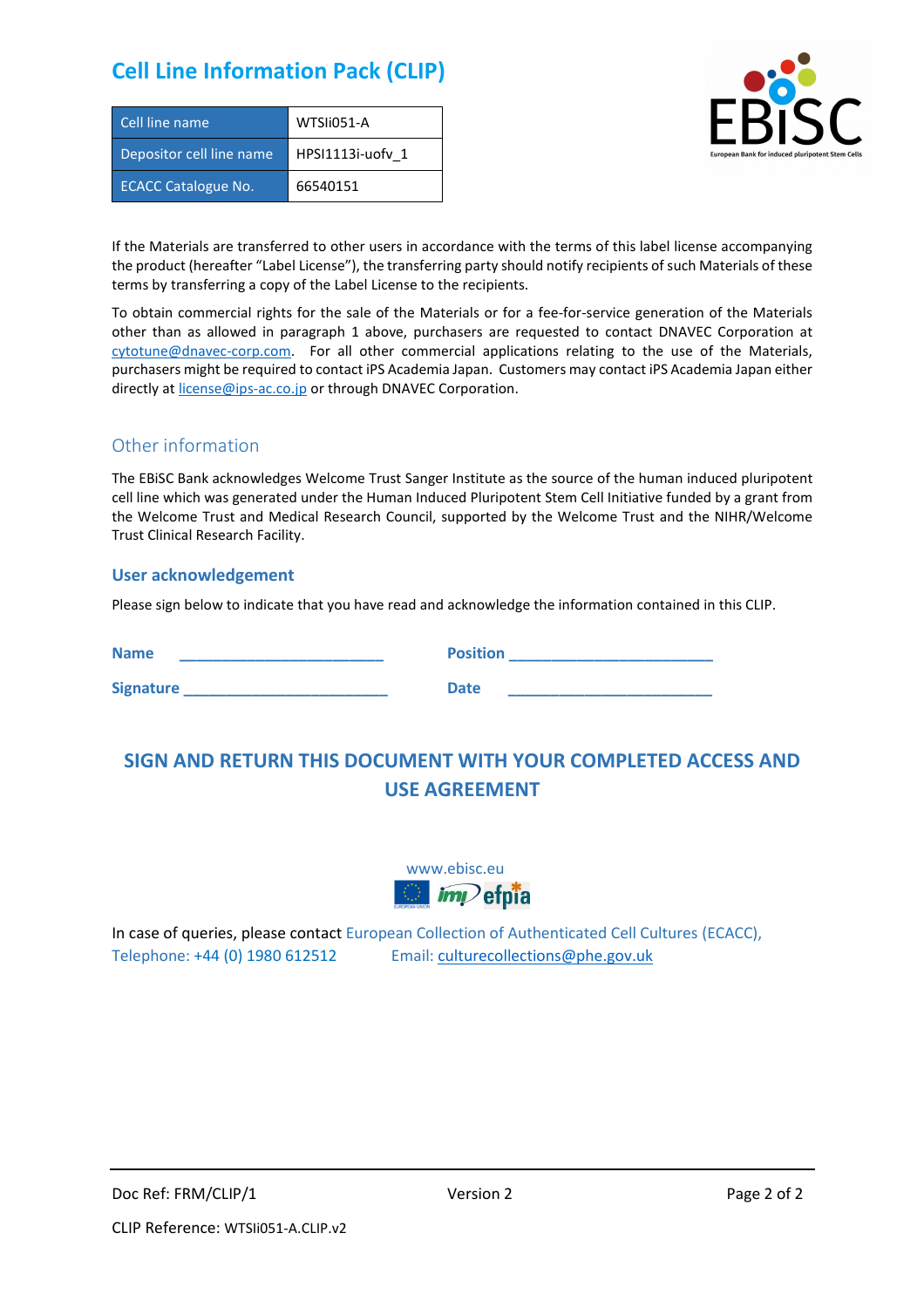# Cell Line Information Pack (CLIP)

| | |
|---|---|
| Cell line name | WTSIi051-A |
| Depositor cell line name | HPSI1113i-uofv_1 |
| ECACC Catalogue No. | 66540151 |

If the Materials are transferred to other users in accordance with the terms of this label license accompanying the product (hereafter "Label License"), the transferring party should notify recipients of such Materials of these terms by transferring a copy of the Label License to the recipients.

To obtain commercial rights for the sale of the Materials or for a fee-for-service generation of the Materials other than as allowed in paragraph 1 above, purchasers are requested to contact DNAVEC Corporation at cytotune@dnavec-corp.com. For all other commercial applications relating to the use of the Materials, purchasers might be required to contact iPS Academia Japan. Customers may contact iPS Academia Japan either directly at license@ips-ac.co.jp or through DNAVEC Corporation.

## Other information

The EBiSC Bank acknowledges Welcome Trust Sanger Institute as the source of the human induced pluripotent cell line which was generated under the Human Induced Pluripotent Stem Cell Initiative funded by a grant from the Welcome Trust and Medical Research Council, supported by the Welcome Trust and the NIHR/Welcome Trust Clinical Research Facility.

### User acknowledgement

Please sign below to indicate that you have read and acknowledge the information contained in this CLIP.

**Name** ________________________ **Position** ________________________

**Signature** ________________________ **Date** ________________________

## SIGN AND RETURN THIS DOCUMENT WITH YOUR COMPLETED ACCESS AND USE AGREEMENT

www.ebisc.eu

In case of queries, please contact European Collection of Authenticated Cell Cultures (ECACC), Telephone: +44 (0) 1980 612512 Email: culturecollections@phe.gov.uk

Doc Ref: FRM/CLIP/1 Version 2

CLIP Reference: WTSIi051-A.CLIP.v2